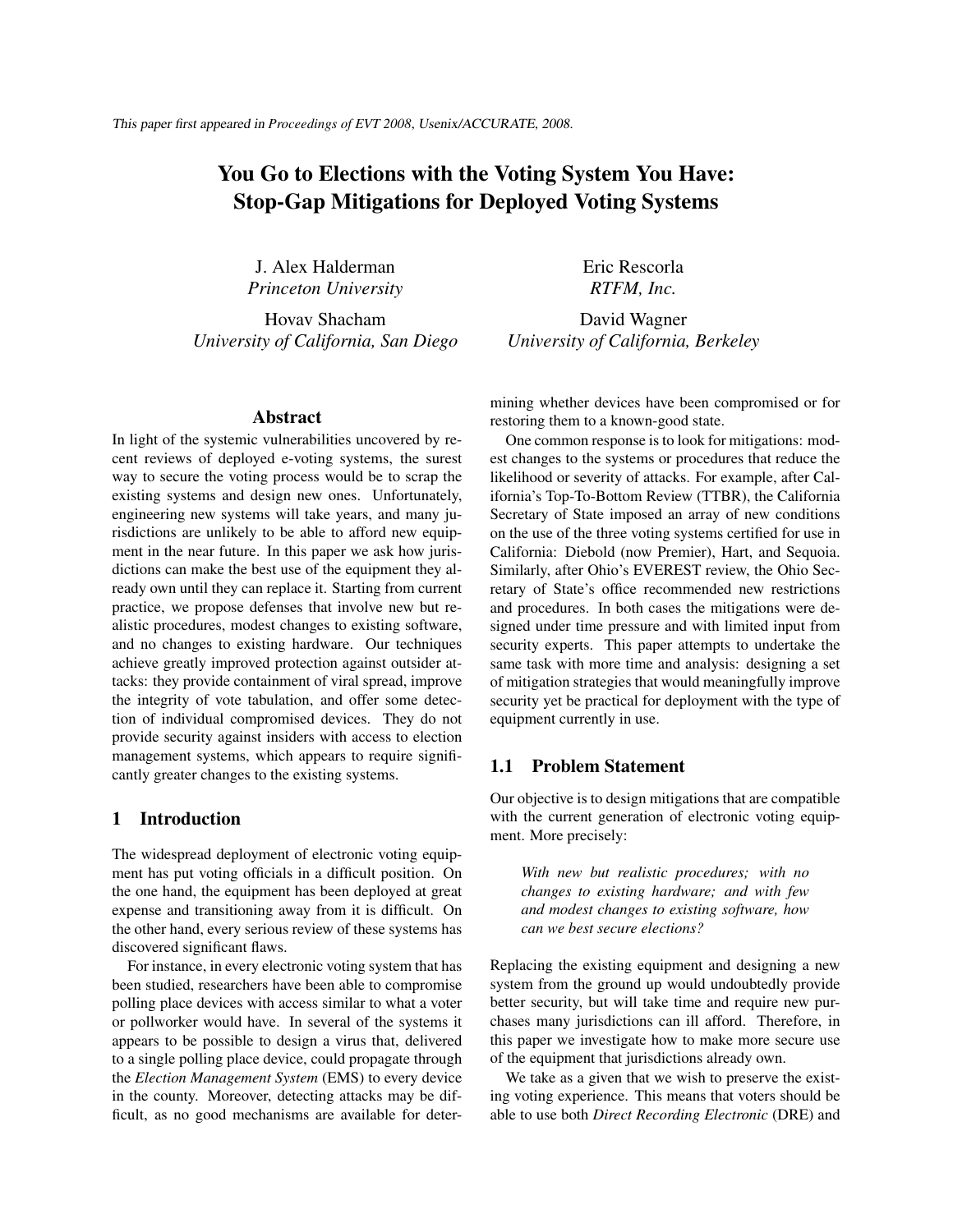*This paper first appeared in Proceedings of EVT 2008, Usenix/ACCURATE, 2008.*

# You Go to Elections with the Voting System You Have: Stop-Gap Mitigations for Deployed Voting Systems

J. Alex Halderman
*Princeton University*

Eric Rescorla
*RTFM, Inc.*

Hovav Shacham
*University of California, San Diego*

David Wagner
*University of California, Berkeley*

## Abstract

In light of the systemic vulnerabilities uncovered by recent reviews of deployed e-voting systems, the surest way to secure the voting process would be to scrap the existing systems and design new ones. Unfortunately, engineering new systems will take years, and many jurisdictions are unlikely to be able to afford new equipment in the near future. In this paper we ask how jurisdictions can make the best use of the equipment they already own until they can replace it. Starting from current practice, we propose defenses that involve new but realistic procedures, modest changes to existing software, and no changes to existing hardware. Our techniques achieve greatly improved protection against outsider attacks: they provide containment of viral spread, improve the integrity of vote tabulation, and offer some detection of individual compromised devices. They do not provide security against insiders with access to election management systems, which appears to require significantly greater changes to the existing systems.

## 1 Introduction

The widespread deployment of electronic voting equipment has put voting officials in a difficult position. On the one hand, the equipment has been deployed at great expense and transitioning away from it is difficult. On the other hand, every serious review of these systems has discovered significant flaws.

For instance, in every electronic voting system that has been studied, researchers have been able to compromise polling place devices with access similar to what a voter or pollworker would have. In several of the systems it appears to be possible to design a virus that, delivered to a single polling place device, could propagate through the *Election Management System* (EMS) to every device in the county. Moreover, detecting attacks may be difficult, as no good mechanisms are available for determining whether devices have been compromised or for restoring them to a known-good state.

One common response is to look for mitigations: modest changes to the systems or procedures that reduce the likelihood or severity of attacks. For example, after California's Top-To-Bottom Review (TTBR), the California Secretary of State imposed an array of new conditions on the use of the three voting systems certified for use in California: Diebold (now Premier), Hart, and Sequoia. Similarly, after Ohio's EVEREST review, the Ohio Secretary of State's office recommended new restrictions and procedures. In both cases the mitigations were designed under time pressure and with limited input from security experts. This paper attempts to undertake the same task with more time and analysis: designing a set of mitigation strategies that would meaningfully improve security yet be practical for deployment with the type of equipment currently in use.

### 1.1 Problem Statement

Our objective is to design mitigations that are compatible with the current generation of electronic voting equipment. More precisely:

> *With new but realistic procedures; with no changes to existing hardware; and with few and modest changes to existing software, how can we best secure elections?*

Replacing the existing equipment and designing a new system from the ground up would undoubtedly provide better security, but will take time and require new purchases many jurisdictions can ill afford. Therefore, in this paper we investigate how to make more secure use of the equipment that jurisdictions already own.

We take as a given that we wish to preserve the existing voting experience. This means that voters should be able to use both *Direct Recording Electronic* (DRE) and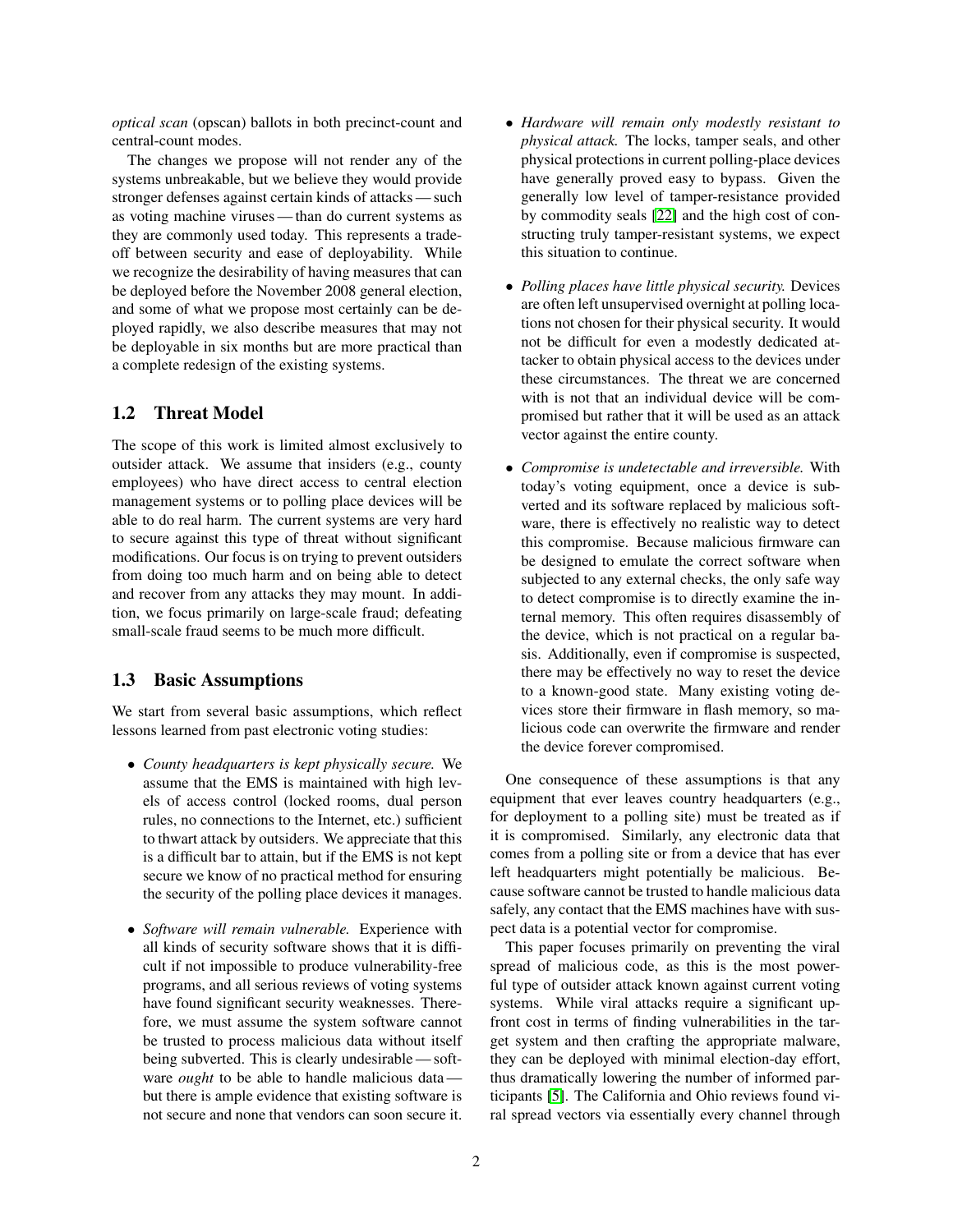*optical scan* (opscan) ballots in both precinct-count and central-count modes.

The changes we propose will not render any of the systems unbreakable, but we believe they would provide stronger defenses against certain kinds of attacks — such as voting machine viruses — than do current systems as they are commonly used today. This represents a tradeoff between security and ease of deployability. While we recognize the desirability of having measures that can be deployed before the November 2008 general election, and some of what we propose most certainly can be deployed rapidly, we also describe measures that may not be deployable in six months but are more practical than a complete redesign of the existing systems.

## 1.2 Threat Model

The scope of this work is limited almost exclusively to outsider attack. We assume that insiders (e.g., county employees) who have direct access to central election management systems or to polling place devices will be able to do real harm. The current systems are very hard to secure against this type of threat without significant modifications. Our focus is on trying to prevent outsiders from doing too much harm and on being able to detect and recover from any attacks they may mount. In addition, we focus primarily on large-scale fraud; defeating small-scale fraud seems to be much more difficult.

## 1.3 Basic Assumptions

We start from several basic assumptions, which reflect lessons learned from past electronic voting studies:

- *County headquarters is kept physically secure.* We assume that the EMS is maintained with high levels of access control (locked rooms, dual person rules, no connections to the Internet, etc.) sufficient to thwart attack by outsiders. We appreciate that this is a difficult bar to attain, but if the EMS is not kept secure we know of no practical method for ensuring the security of the polling place devices it manages.
- *Software will remain vulnerable.* Experience with all kinds of security software shows that it is difficult if not impossible to produce vulnerability-free programs, and all serious reviews of voting systems have found significant security weaknesses. Therefore, we must assume the system software cannot be trusted to process malicious data without itself being subverted. This is clearly undesirable — software *ought* to be able to handle malicious data — but there is ample evidence that existing software is not secure and none that vendors can soon secure it.
- *Hardware will remain only modestly resistant to physical attack.* The locks, tamper seals, and other physical protections in current polling-place devices have generally proved easy to bypass. Given the generally low level of tamper-resistance provided by commodity seals [22] and the high cost of constructing truly tamper-resistant systems, we expect this situation to continue.
- *Polling places have little physical security.* Devices are often left unsupervised overnight at polling locations not chosen for their physical security. It would not be difficult for even a modestly dedicated attacker to obtain physical access to the devices under these circumstances. The threat we are concerned with is not that an individual device will be compromised but rather that it will be used as an attack vector against the entire county.
- *Compromise is undetectable and irreversible.* With today's voting equipment, once a device is subverted and its software replaced by malicious software, there is effectively no realistic way to detect this compromise. Because malicious firmware can be designed to emulate the correct software when subjected to any external checks, the only safe way to detect compromise is to directly examine the internal memory. This often requires disassembly of the device, which is not practical on a regular basis. Additionally, even if compromise is suspected, there may be effectively no way to reset the device to a known-good state. Many existing voting devices store their firmware in flash memory, so malicious code can overwrite the firmware and render the device forever compromised.

One consequence of these assumptions is that any equipment that ever leaves country headquarters (e.g., for deployment to a polling site) must be treated as if it is compromised. Similarly, any electronic data that comes from a polling site or from a device that has ever left headquarters might potentially be malicious. Because software cannot be trusted to handle malicious data safely, any contact that the EMS machines have with suspect data is a potential vector for compromise.

This paper focuses primarily on preventing the viral spread of malicious code, as this is the most powerful type of outsider attack known against current voting systems. While viral attacks require a significant upfront cost in terms of finding vulnerabilities in the target system and then crafting the appropriate malware, they can be deployed with minimal election-day effort, thus dramatically lowering the number of informed participants [5]. The California and Ohio reviews found viral spread vectors via essentially every channel through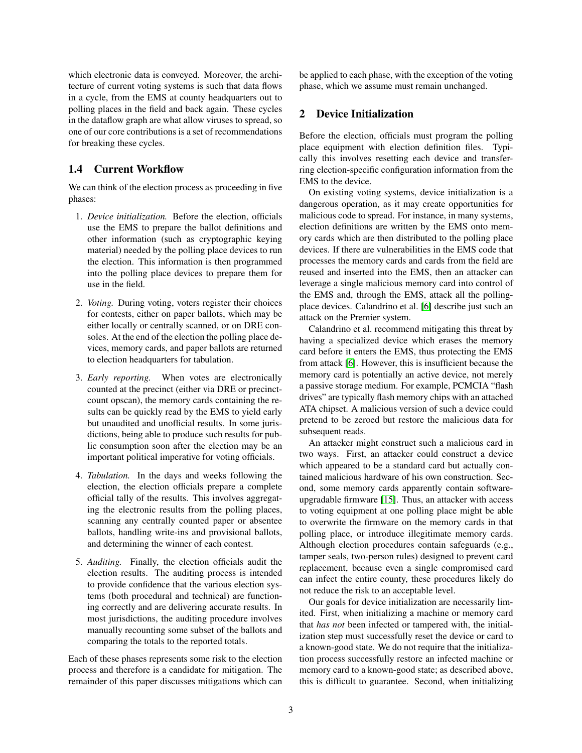which electronic data is conveyed. Moreover, the architecture of current voting systems is such that data flows in a cycle, from the EMS at county headquarters out to polling places in the field and back again. These cycles in the dataflow graph are what allow viruses to spread, so one of our core contributions is a set of recommendations for breaking these cycles.

### 1.4 Current Workflow

We can think of the election process as proceeding in five phases:

1. *Device initialization.* Before the election, officials use the EMS to prepare the ballot definitions and other information (such as cryptographic keying material) needed by the polling place devices to run the election. This information is then programmed into the polling place devices to prepare them for use in the field.
2. *Voting.* During voting, voters register their choices for contests, either on paper ballots, which may be either locally or centrally scanned, or on DRE consoles. At the end of the election the polling place devices, memory cards, and paper ballots are returned to election headquarters for tabulation.
3. *Early reporting.* When votes are electronically counted at the precinct (either via DRE or precinct-count opscan), the memory cards containing the results can be quickly read by the EMS to yield early but unaudited and unofficial results. In some jurisdictions, being able to produce such results for public consumption soon after the election may be an important political imperative for voting officials.
4. *Tabulation.* In the days and weeks following the election, the election officials prepare a complete official tally of the results. This involves aggregating the electronic results from the polling places, scanning any centrally counted paper or absentee ballots, handling write-ins and provisional ballots, and determining the winner of each contest.
5. *Auditing.* Finally, the election officials audit the election results. The auditing process is intended to provide confidence that the various election systems (both procedural and technical) are functioning correctly and are delivering accurate results. In most jurisdictions, the auditing procedure involves manually recounting some subset of the ballots and comparing the totals to the reported totals.

Each of these phases represents some risk to the election process and therefore is a candidate for mitigation. The remainder of this paper discusses mitigations which can be applied to each phase, with the exception of the voting phase, which we assume must remain unchanged.

## 2 Device Initialization

Before the election, officials must program the polling place equipment with election definition files. Typically this involves resetting each device and transferring election-specific configuration information from the EMS to the device.

On existing voting systems, device initialization is a dangerous operation, as it may create opportunities for malicious code to spread. For instance, in many systems, election definitions are written by the EMS onto memory cards which are then distributed to the polling place devices. If there are vulnerabilities in the EMS code that processes the memory cards and cards from the field are reused and inserted into the EMS, then an attacker can leverage a single malicious memory card into control of the EMS and, through the EMS, attack all the polling-place devices. Calandrino et al. [6] describe just such an attack on the Premier system.

Calandrino et al. recommend mitigating this threat by having a specialized device which erases the memory card before it enters the EMS, thus protecting the EMS from attack [6]. However, this is insufficient because the memory card is potentially an active device, not merely a passive storage medium. For example, PCMCIA "flash drives" are typically flash memory chips with an attached ATA chipset. A malicious version of such a device could pretend to be zeroed but restore the malicious data for subsequent reads.

An attacker might construct such a malicious card in two ways. First, an attacker could construct a device which appeared to be a standard card but actually contained malicious hardware of his own construction. Second, some memory cards apparently contain software-upgradable firmware [15]. Thus, an attacker with access to voting equipment at one polling place might be able to overwrite the firmware on the memory cards in that polling place, or introduce illegitimate memory cards. Although election procedures contain safeguards (e.g., tamper seals, two-person rules) designed to prevent card replacement, because even a single compromised card can infect the entire county, these procedures likely do not reduce the risk to an acceptable level.

Our goals for device initialization are necessarily limited. First, when initializing a machine or memory card that *has not* been infected or tampered with, the initialization step must successfully reset the device or card to a known-good state. We do not require that the initialization process successfully restore an infected machine or memory card to a known-good state; as described above, this is difficult to guarantee. Second, when initializing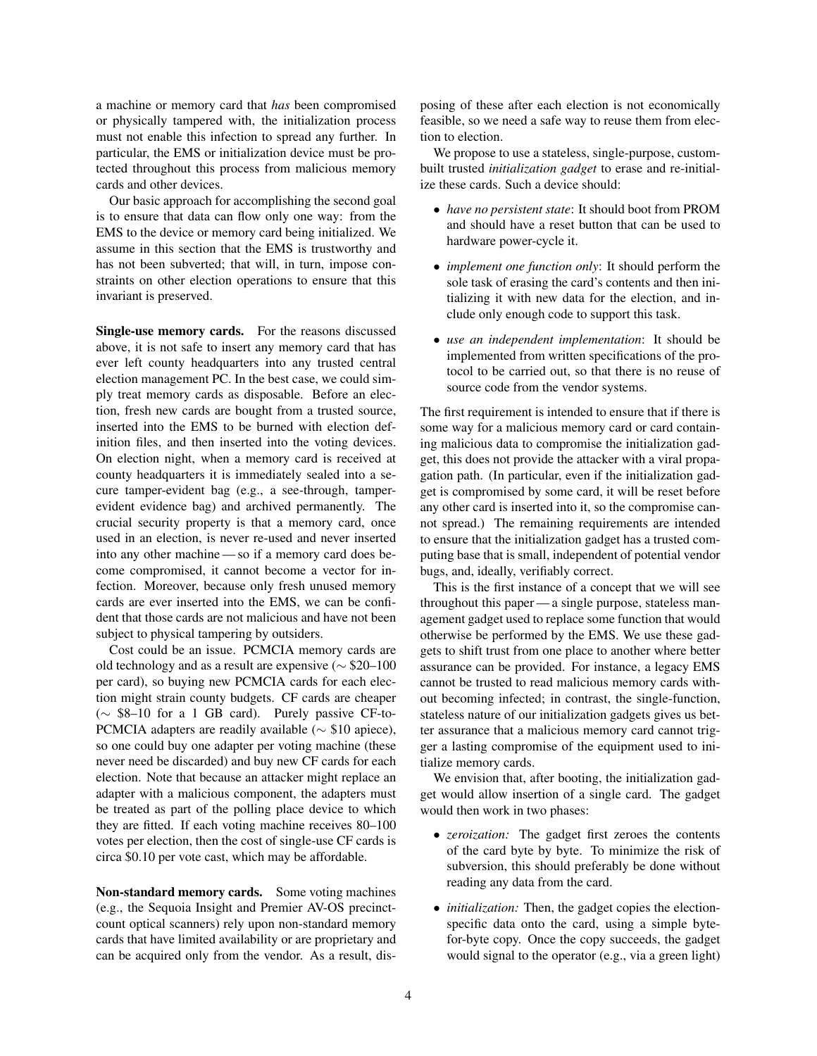a machine or memory card that *has* been compromised or physically tampered with, the initialization process must not enable this infection to spread any further. In particular, the EMS or initialization device must be protected throughout this process from malicious memory cards and other devices.

Our basic approach for accomplishing the second goal is to ensure that data can flow only one way: from the EMS to the device or memory card being initialized. We assume in this section that the EMS is trustworthy and has not been subverted; that will, in turn, impose constraints on other election operations to ensure that this invariant is preserved.

**Single-use memory cards.** For the reasons discussed above, it is not safe to insert any memory card that has ever left county headquarters into any trusted central election management PC. In the best case, we could simply treat memory cards as disposable. Before an election, fresh new cards are bought from a trusted source, inserted into the EMS to be burned with election definition files, and then inserted into the voting devices. On election night, when a memory card is received at county headquarters it is immediately sealed into a secure tamper-evident bag (e.g., a see-through, tamper-evident evidence bag) and archived permanently. The crucial security property is that a memory card, once used in an election, is never re-used and never inserted into any other machine — so if a memory card does become compromised, it cannot become a vector for infection. Moreover, because only fresh unused memory cards are ever inserted into the EMS, we can be confident that those cards are not malicious and have not been subject to physical tampering by outsiders.

Cost could be an issue. PCMCIA memory cards are old technology and as a result are expensive ($\sim$ \$20–100 per card), so buying new PCMCIA cards for each election might strain county budgets. CF cards are cheaper ($\sim$ \$8–10 for a 1 GB card). Purely passive CF-to-PCMCIA adapters are readily available ($\sim$ \$10 apiece), so one could buy one adapter per voting machine (these never need be discarded) and buy new CF cards for each election. Note that because an attacker might replace an adapter with a malicious component, the adapters must be treated as part of the polling place device to which they are fitted. If each voting machine receives 80–100 votes per election, then the cost of single-use CF cards is circa \$0.10 per vote cast, which may be affordable.

**Non-standard memory cards.** Some voting machines (e.g., the Sequoia Insight and Premier AV-OS precinct-count optical scanners) rely upon non-standard memory cards that have limited availability or are proprietary and can be acquired only from the vendor. As a result, disposing of these after each election is not economically feasible, so we need a safe way to reuse them from election to election.

We propose to use a stateless, single-purpose, custom-built trusted *initialization gadget* to erase and re-initialize these cards. Such a device should:

- *have no persistent state*: It should boot from PROM and should have a reset button that can be used to hardware power-cycle it.
- *implement one function only*: It should perform the sole task of erasing the card's contents and then initializing it with new data for the election, and include only enough code to support this task.
- *use an independent implementation*: It should be implemented from written specifications of the protocol to be carried out, so that there is no reuse of source code from the vendor systems.

The first requirement is intended to ensure that if there is some way for a malicious memory card or card containing malicious data to compromise the initialization gadget, this does not provide the attacker with a viral propagation path. (In particular, even if the initialization gadget is compromised by some card, it will be reset before any other card is inserted into it, so the compromise cannot spread.) The remaining requirements are intended to ensure that the initialization gadget has a trusted computing base that is small, independent of potential vendor bugs, and, ideally, verifiably correct.

This is the first instance of a concept that we will see throughout this paper — a single purpose, stateless management gadget used to replace some function that would otherwise be performed by the EMS. We use these gadgets to shift trust from one place to another where better assurance can be provided. For instance, a legacy EMS cannot be trusted to read malicious memory cards without becoming infected; in contrast, the single-function, stateless nature of our initialization gadgets gives us better assurance that a malicious memory card cannot trigger a lasting compromise of the equipment used to initialize memory cards.

We envision that, after booting, the initialization gadget would allow insertion of a single card. The gadget would then work in two phases:

- *zeroization:* The gadget first zeroes the contents of the card byte by byte. To minimize the risk of subversion, this should preferably be done without reading any data from the card.
- *initialization:* Then, the gadget copies the election-specific data onto the card, using a simple byte-for-byte copy. Once the copy succeeds, the gadget would signal to the operator (e.g., via a green light)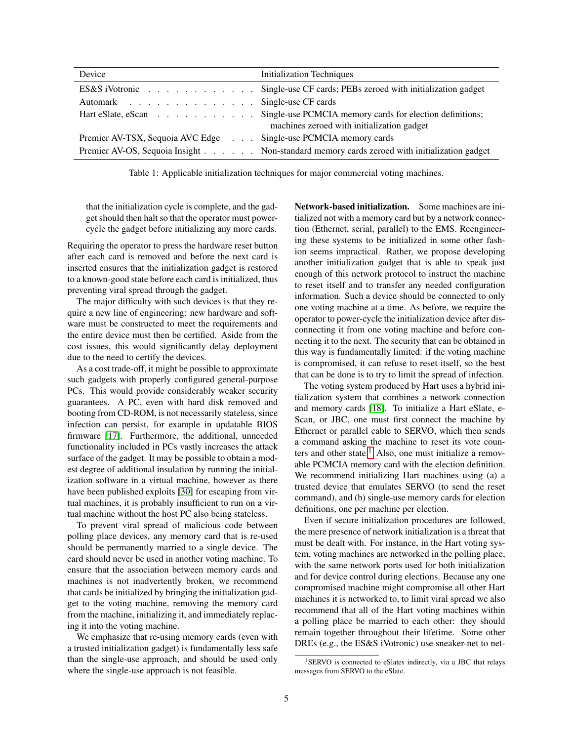| Device | Initialization Techniques |
|---|---|
| ES&S iVotronic | Single-use CF cards; PEBs zeroed with initialization gadget |
| Automark | Single-use CF cards |
| Hart eSlate, eScan | Single-use PCMCIA memory cards for election definitions; machines zeroed with initialization gadget |
| Premier AV-TSX, Sequoia AVC Edge | Single-use PCMCIA memory cards |
| Premier AV-OS, Sequoia Insight | Non-standard memory cards zeroed with initialization gadget |

Table 1: Applicable initialization techniques for major commercial voting machines.

> that the initialization cycle is complete, and the gadget should then halt so that the operator must power-cycle the gadget before initializing any more cards.

Requiring the operator to press the hardware reset button after each card is removed and before the next card is inserted ensures that the initialization gadget is restored to a known-good state before each card is initialized, thus preventing viral spread through the gadget.

The major difficulty with such devices is that they require a new line of engineering: new hardware and software must be constructed to meet the requirements and the entire device must then be certified. Aside from the cost issues, this would significantly delay deployment due to the need to certify the devices.

As a cost trade-off, it might be possible to approximate such gadgets with properly configured general-purpose PCs. This would provide considerably weaker security guarantees. A PC, even with hard disk removed and booting from CD-ROM, is not necessarily stateless, since infection can persist, for example in updatable BIOS firmware [17]. Furthermore, the additional, unneeded functionality included in PCs vastly increases the attack surface of the gadget. It may be possible to obtain a modest degree of additional insulation by running the initialization software in a virtual machine, however as there have been published exploits [30] for escaping from virtual machines, it is probably insufficient to run on a virtual machine without the host PC also being stateless.

To prevent viral spread of malicious code between polling place devices, any memory card that is re-used should be permanently married to a single device. The card should never be used in another voting machine. To ensure that the association between memory cards and machines is not inadvertently broken, we recommend that cards be initialized by bringing the initialization gadget to the voting machine, removing the memory card from the machine, initializing it, and immediately replacing it into the voting machine.

We emphasize that re-using memory cards (even with a trusted initialization gadget) is fundamentally less safe than the single-use approach, and should be used only where the single-use approach is not feasible.

**Network-based initialization.** Some machines are initialized not with a memory card but by a network connection (Ethernet, serial, parallel) to the EMS. Reengineering these systems to be initialized in some other fashion seems impractical. Rather, we propose developing another initialization gadget that is able to speak just enough of this network protocol to instruct the machine to reset itself and to transfer any needed configuration information. Such a device should be connected to only one voting machine at a time. As before, we require the operator to power-cycle the initialization device after disconnecting it from one voting machine and before connecting it to the next. The security that can be obtained in this way is fundamentally limited: if the voting machine is compromised, it can refuse to reset itself, so the best that can be done is to try to limit the spread of infection.

The voting system produced by Hart uses a hybrid initialization system that combines a network connection and memory cards [18]. To initialize a Hart eSlate, eScan, or JBC, one must first connect the machine by Ethernet or parallel cable to SERVO, which then sends a command asking the machine to reset its vote counters and other state.[1] Also, one must initialize a removable PCMCIA memory card with the election definition. We recommend initializing Hart machines using (a) a trusted device that emulates SERVO (to send the reset command), and (b) single-use memory cards for election definitions, one per machine per election.

Even if secure initialization procedures are followed, the mere presence of network initialization is a threat that must be dealt with. For instance, in the Hart voting system, voting machines are networked in the polling place, with the same network ports used for both initialization and for device control during elections. Because any one compromised machine might compromise all other Hart machines it is networked to, to limit viral spread we also recommend that all of the Hart voting machines within a polling place be married to each other: they should remain together throughout their lifetime. Some other DREs (e.g., the ES&S iVotronic) use sneaker-net to net-

[1] SERVO is connected to eSlates indirectly, via a JBC that relays messages from SERVO to the eSlate.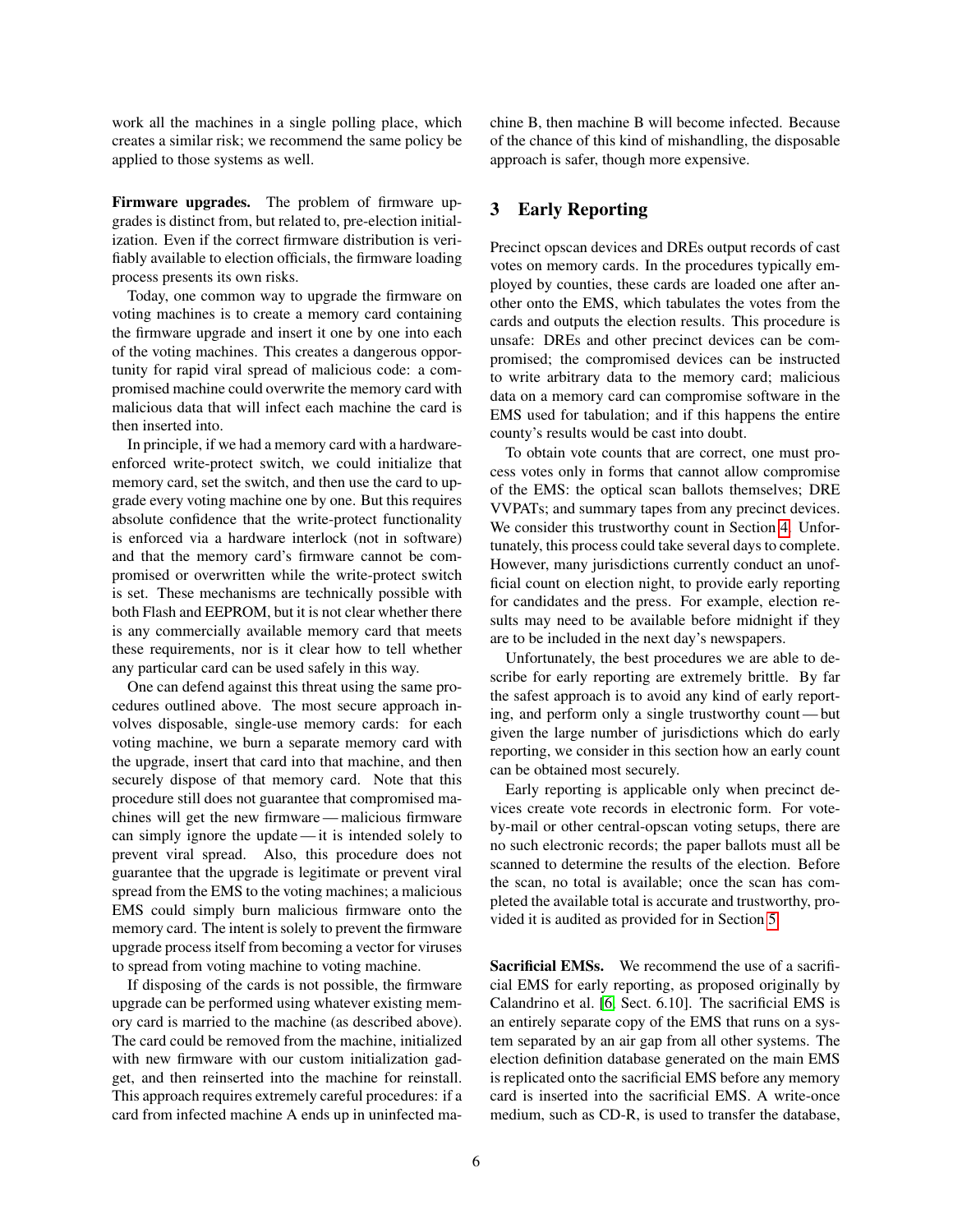work all the machines in a single polling place, which creates a similar risk; we recommend the same policy be applied to those systems as well.

**Firmware upgrades.** The problem of firmware upgrades is distinct from, but related to, pre-election initialization. Even if the correct firmware distribution is verifiably available to election officials, the firmware loading process presents its own risks.

Today, one common way to upgrade the firmware on voting machines is to create a memory card containing the firmware upgrade and insert it one by one into each of the voting machines. This creates a dangerous opportunity for rapid viral spread of malicious code: a compromised machine could overwrite the memory card with malicious data that will infect each machine the card is then inserted into.

In principle, if we had a memory card with a hardware-enforced write-protect switch, we could initialize that memory card, set the switch, and then use the card to upgrade every voting machine one by one. But this requires absolute confidence that the write-protect functionality is enforced via a hardware interlock (not in software) and that the memory card's firmware cannot be compromised or overwritten while the write-protect switch is set. These mechanisms are technically possible with both Flash and EEPROM, but it is not clear whether there is any commercially available memory card that meets these requirements, nor is it clear how to tell whether any particular card can be used safely in this way.

One can defend against this threat using the same procedures outlined above. The most secure approach involves disposable, single-use memory cards: for each voting machine, we burn a separate memory card with the upgrade, insert that card into that machine, and then securely dispose of that memory card. Note that this procedure still does not guarantee that compromised machines will get the new firmware — malicious firmware can simply ignore the update — it is intended solely to prevent viral spread. Also, this procedure does not guarantee that the upgrade is legitimate or prevent viral spread from the EMS to the voting machines; a malicious EMS could simply burn malicious firmware onto the memory card. The intent is solely to prevent the firmware upgrade process itself from becoming a vector for viruses to spread from voting machine to voting machine.

If disposing of the cards is not possible, the firmware upgrade can be performed using whatever existing memory card is married to the machine (as described above). The card could be removed from the machine, initialized with new firmware with our custom initialization gadget, and then reinserted into the machine for reinstall. This approach requires extremely careful procedures: if a card from infected machine A ends up in uninfected machine B, then machine B will become infected. Because of the chance of this kind of mishandling, the disposable approach is safer, though more expensive.

## 3 Early Reporting

Precinct opscan devices and DREs output records of cast votes on memory cards. In the procedures typically employed by counties, these cards are loaded one after another onto the EMS, which tabulates the votes from the cards and outputs the election results. This procedure is unsafe: DREs and other precinct devices can be compromised; the compromised devices can be instructed to write arbitrary data to the memory card; malicious data on a memory card can compromise software in the EMS used for tabulation; and if this happens the entire county's results would be cast into doubt.

To obtain vote counts that are correct, one must process votes only in forms that cannot allow compromise of the EMS: the optical scan ballots themselves; DRE VVPATs; and summary tapes from any precinct devices. We consider this trustworthy count in Section 4. Unfortunately, this process could take several days to complete. However, many jurisdictions currently conduct an unofficial count on election night, to provide early reporting for candidates and the press. For example, election results may need to be available before midnight if they are to be included in the next day's newspapers.

Unfortunately, the best procedures we are able to describe for early reporting are extremely brittle. By far the safest approach is to avoid any kind of early reporting, and perform only a single trustworthy count — but given the large number of jurisdictions which do early reporting, we consider in this section how an early count can be obtained most securely.

Early reporting is applicable only when precinct devices create vote records in electronic form. For vote-by-mail or other central-opscan voting setups, there are no such electronic records; the paper ballots must all be scanned to determine the results of the election. Before the scan, no total is available; once the scan has completed the available total is accurate and trustworthy, provided it is audited as provided for in Section 5.

**Sacrificial EMSs.** We recommend the use of a sacrificial EMS for early reporting, as proposed originally by Calandrino et al. [6, Sect. 6.10]. The sacrificial EMS is an entirely separate copy of the EMS that runs on a system separated by an air gap from all other systems. The election definition database generated on the main EMS is replicated onto the sacrificial EMS before any memory card is inserted into the sacrificial EMS. A write-once medium, such as CD-R, is used to transfer the database,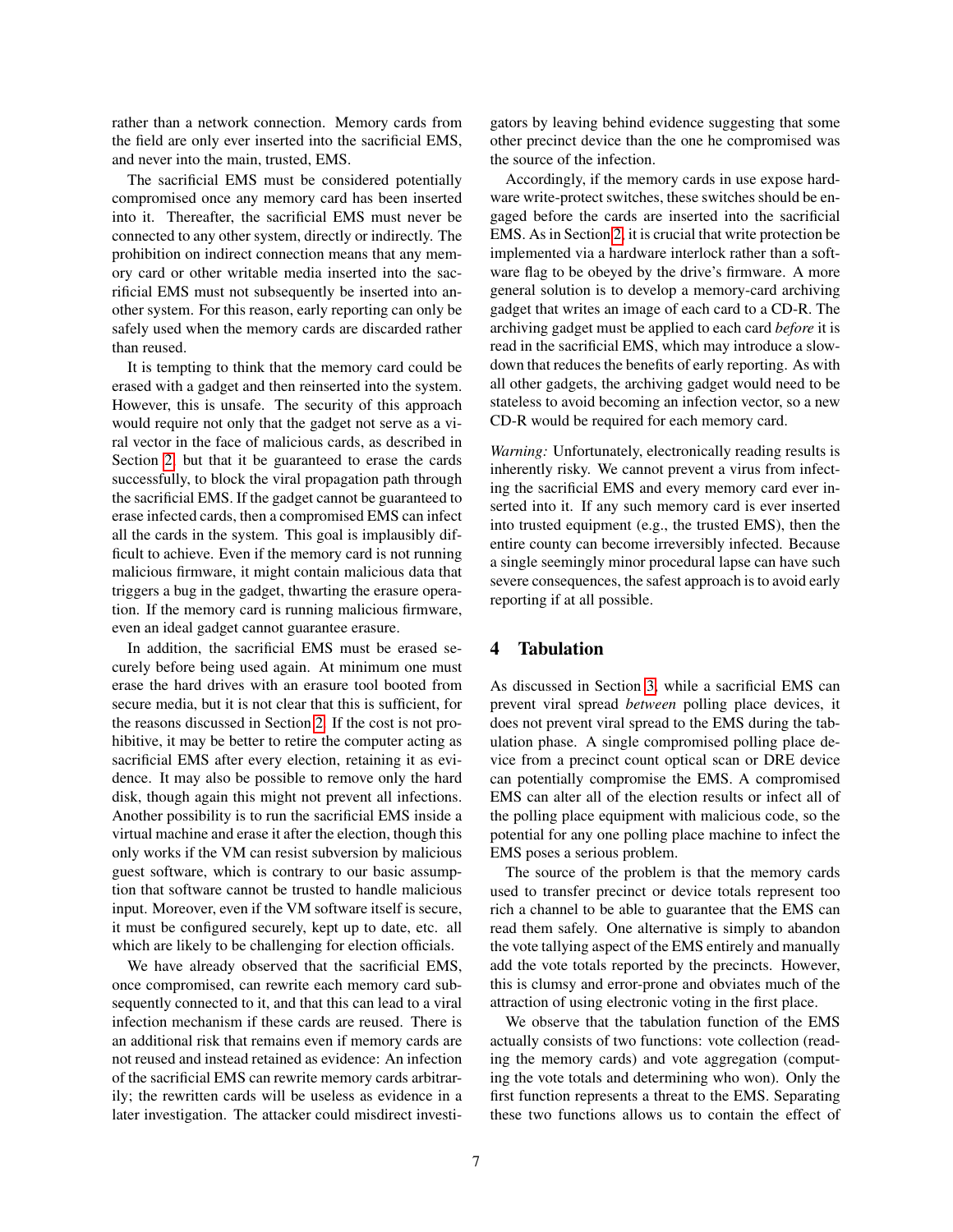rather than a network connection. Memory cards from the field are only ever inserted into the sacrificial EMS, and never into the main, trusted, EMS.

The sacrificial EMS must be considered potentially compromised once any memory card has been inserted into it. Thereafter, the sacrificial EMS must never be connected to any other system, directly or indirectly. The prohibition on indirect connection means that any memory card or other writable media inserted into the sacrificial EMS must not subsequently be inserted into another system. For this reason, early reporting can only be safely used when the memory cards are discarded rather than reused.

It is tempting to think that the memory card could be erased with a gadget and then reinserted into the system. However, this is unsafe. The security of this approach would require not only that the gadget not serve as a viral vector in the face of malicious cards, as described in Section 2, but that it be guaranteed to erase the cards successfully, to block the viral propagation path through the sacrificial EMS. If the gadget cannot be guaranteed to erase infected cards, then a compromised EMS can infect all the cards in the system. This goal is implausibly difficult to achieve. Even if the memory card is not running malicious firmware, it might contain malicious data that triggers a bug in the gadget, thwarting the erasure operation. If the memory card is running malicious firmware, even an ideal gadget cannot guarantee erasure.

In addition, the sacrificial EMS must be erased securely before being used again. At minimum one must erase the hard drives with an erasure tool booted from secure media, but it is not clear that this is sufficient, for the reasons discussed in Section 2. If the cost is not prohibitive, it may be better to retire the computer acting as sacrificial EMS after every election, retaining it as evidence. It may also be possible to remove only the hard disk, though again this might not prevent all infections. Another possibility is to run the sacrificial EMS inside a virtual machine and erase it after the election, though this only works if the VM can resist subversion by malicious guest software, which is contrary to our basic assumption that software cannot be trusted to handle malicious input. Moreover, even if the VM software itself is secure, it must be configured securely, kept up to date, etc. all which are likely to be challenging for election officials.

We have already observed that the sacrificial EMS, once compromised, can rewrite each memory card subsequently connected to it, and that this can lead to a viral infection mechanism if these cards are reused. There is an additional risk that remains even if memory cards are not reused and instead retained as evidence: An infection of the sacrificial EMS can rewrite memory cards arbitrarily; the rewritten cards will be useless as evidence in a later investigation. The attacker could misdirect investigators by leaving behind evidence suggesting that some other precinct device than the one he compromised was the source of the infection.

Accordingly, if the memory cards in use expose hardware write-protect switches, these switches should be engaged before the cards are inserted into the sacrificial EMS. As in Section 2, it is crucial that write protection be implemented via a hardware interlock rather than a software flag to be obeyed by the drive's firmware. A more general solution is to develop a memory-card archiving gadget that writes an image of each card to a CD-R. The archiving gadget must be applied to each card *before* it is read in the sacrificial EMS, which may introduce a slowdown that reduces the benefits of early reporting. As with all other gadgets, the archiving gadget would need to be stateless to avoid becoming an infection vector, so a new CD-R would be required for each memory card.

*Warning:* Unfortunately, electronically reading results is inherently risky. We cannot prevent a virus from infecting the sacrificial EMS and every memory card ever inserted into it. If any such memory card is ever inserted into trusted equipment (e.g., the trusted EMS), then the entire county can become irreversibly infected. Because a single seemingly minor procedural lapse can have such severe consequences, the safest approach is to avoid early reporting if at all possible.

## 4 Tabulation

As discussed in Section 3, while a sacrificial EMS can prevent viral spread *between* polling place devices, it does not prevent viral spread to the EMS during the tabulation phase. A single compromised polling place device from a precinct count optical scan or DRE device can potentially compromise the EMS. A compromised EMS can alter all of the election results or infect all of the polling place equipment with malicious code, so the potential for any one polling place machine to infect the EMS poses a serious problem.

The source of the problem is that the memory cards used to transfer precinct or device totals represent too rich a channel to be able to guarantee that the EMS can read them safely. One alternative is simply to abandon the vote tallying aspect of the EMS entirely and manually add the vote totals reported by the precincts. However, this is clumsy and error-prone and obviates much of the attraction of using electronic voting in the first place.

We observe that the tabulation function of the EMS actually consists of two functions: vote collection (reading the memory cards) and vote aggregation (computing the vote totals and determining who won). Only the first function represents a threat to the EMS. Separating these two functions allows us to contain the effect of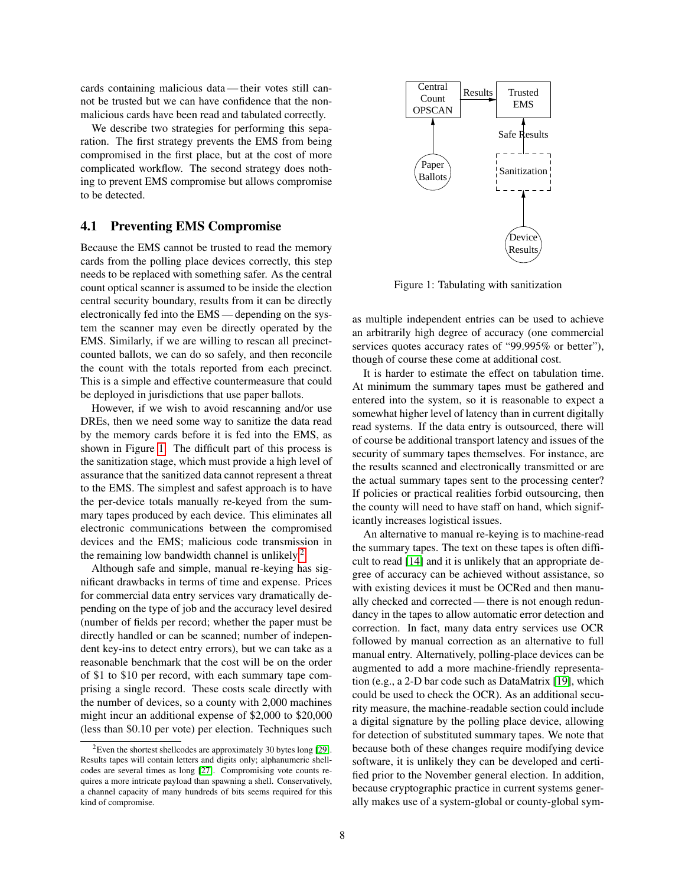cards containing malicious data — their votes still cannot be trusted but we can have confidence that the non-malicious cards have been read and tabulated correctly.

We describe two strategies for performing this separation. The first strategy prevents the EMS from being compromised in the first place, but at the cost of more complicated workflow. The second strategy does nothing to prevent EMS compromise but allows compromise to be detected.

## 4.1 Preventing EMS Compromise

Because the EMS cannot be trusted to read the memory cards from the polling place devices correctly, this step needs to be replaced with something safer. As the central count optical scanner is assumed to be inside the election central security boundary, results from it can be directly electronically fed into the EMS — depending on the system the scanner may even be directly operated by the EMS. Similarly, if we are willing to rescan all precinct-counted ballots, we can do so safely, and then reconcile the count with the totals reported from each precinct. This is a simple and effective countermeasure that could be deployed in jurisdictions that use paper ballots.

However, if we wish to avoid rescanning and/or use DREs, then we need some way to sanitize the data read by the memory cards before it is fed into the EMS, as shown in Figure 1. The difficult part of this process is the sanitization stage, which must provide a high level of assurance that the sanitized data cannot represent a threat to the EMS. The simplest and safest approach is to have the per-device totals manually re-keyed from the summary tapes produced by each device. This eliminates all electronic communications between the compromised devices and the EMS; malicious code transmission in the remaining low bandwidth channel is unlikely.[2]

Although safe and simple, manual re-keying has significant drawbacks in terms of time and expense. Prices for commercial data entry services vary dramatically depending on the type of job and the accuracy level desired (number of fields per record; whether the paper must be directly handled or can be scanned; number of independent key-ins to detect entry errors), but we can take as a reasonable benchmark that the cost will be on the order of \$1 to \$10 per record, with each summary tape comprising a single record. These costs scale directly with the number of devices, so a county with 2,000 machines might incur an additional expense of \$2,000 to \$20,000 (less than \$0.10 per vote) per election. Techniques such as multiple independent entries can be used to achieve an arbitrarily high degree of accuracy (one commercial services quotes accuracy rates of "99.995% or better"), though of course these come at additional cost.

It is harder to estimate the effect on tabulation time. At minimum the summary tapes must be gathered and entered into the system, so it is reasonable to expect a somewhat higher level of latency than in current digitally read systems. If the data entry is outsourced, there will of course be additional transport latency and issues of the security of summary tapes themselves. For instance, are the results scanned and electronically transmitted or are the actual summary tapes sent to the processing center? If policies or practical realities forbid outsourcing, then the county will need to have staff on hand, which significantly increases logistical issues.

An alternative to manual re-keying is to machine-read the summary tapes. The text on these tapes is often difficult to read [14] and it is unlikely that an appropriate degree of accuracy can be achieved without assistance, so with existing devices it must be OCRed and then manually checked and corrected — there is not enough redundancy in the tapes to allow automatic error detection and correction. In fact, many data entry services use OCR followed by manual correction as an alternative to full manual entry. Alternatively, polling-place devices can be augmented to add a more machine-friendly representation (e.g., a 2-D bar code such as DataMatrix [19], which could be used to check the OCR). As an additional security measure, the machine-readable section could include a digital signature by the polling place device, allowing for detection of substituted summary tapes. We note that because both of these changes require modifying device software, it is unlikely they can be developed and certified prior to the November general election. In addition, because cryptographic practice in current systems generally makes use of a system-global or county-global sym-

Central Count OPSCAN → Results → Trusted EMS; Paper Ballots → Central Count OPSCAN; Device Results → Sanitization → Safe Results → Trusted EMS

Figure 1: Tabulating with sanitization

[2] Even the shortest shellcodes are approximately 30 bytes long [29]. Results tapes will contain letters and digits only; alphanumeric shellcodes are several times as long [27]. Compromising vote counts requires a more intricate payload than spawning a shell. Conservatively, a channel capacity of many hundreds of bits seems required for this kind of compromise.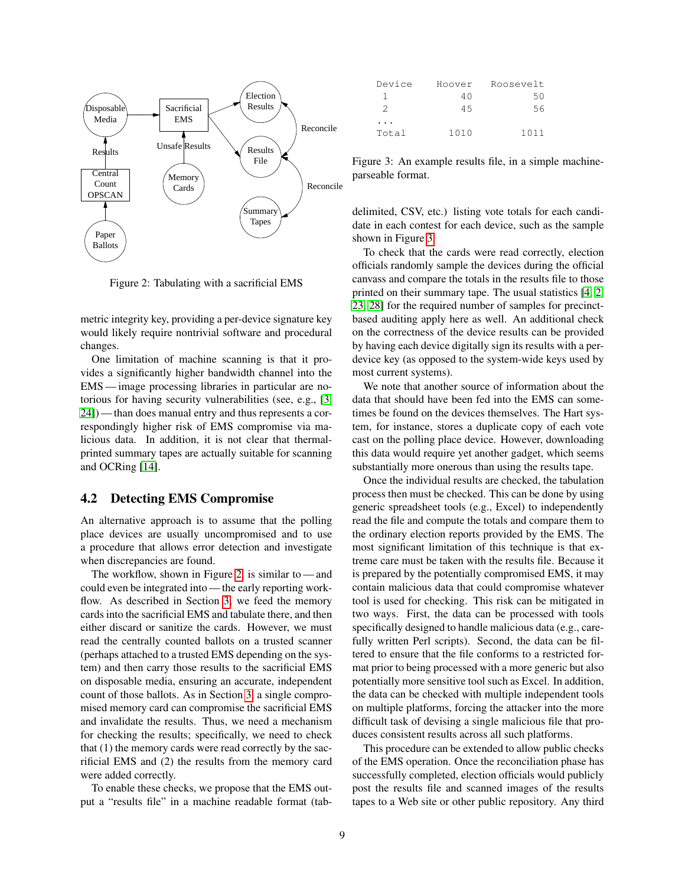Figure 2: Tabulating with a sacrificial EMS

metric integrity key, providing a per-device signature key would likely require nontrivial software and procedural changes.

One limitation of machine scanning is that it provides a significantly higher bandwidth channel into the EMS — image processing libraries in particular are notorious for having security vulnerabilities (see, e.g., [3, 24]) — than does manual entry and thus represents a correspondingly higher risk of EMS compromise via malicious data. In addition, it is not clear that thermal-printed summary tapes are actually suitable for scanning and OCRing [14].

## 4.2 Detecting EMS Compromise

An alternative approach is to assume that the polling place devices are usually uncompromised and to use a procedure that allows error detection and investigate when discrepancies are found.

The workflow, shown in Figure 2, is similar to — and could even be integrated into — the early reporting workflow. As described in Section 3, we feed the memory cards into the sacrificial EMS and tabulate there, and then either discard or sanitize the cards. However, we must read the centrally counted ballots on a trusted scanner (perhaps attached to a trusted EMS depending on the system) and then carry those results to the sacrificial EMS on disposable media, ensuring an accurate, independent count of those ballots. As in Section 3, a single compromised memory card can compromise the sacrificial EMS and invalidate the results. Thus, we need a mechanism for checking the results; specifically, we need to check that (1) the memory cards were read correctly by the sacrificial EMS and (2) the results from the memory card were added correctly.

To enable these checks, we propose that the EMS output a "results file" in a machine readable format (tab-delimited, CSV, etc.) listing vote totals for each candidate in each contest for each device, such as the sample shown in Figure 3.

```
Device    Hoover    Roosevelt
 1          40          50
 2          45          56
...
Total     1010        1011
```

Figure 3: An example results file, in a simple machine-parseable format.

To check that the cards were read correctly, election officials randomly sample the devices during the official canvass and compare the totals in the results file to those printed on their summary tape. The usual statistics [4, 2, 23, 28] for the required number of samples for precinct-based auditing apply here as well. An additional check on the correctness of the device results can be provided by having each device digitally sign its results with a per-device key (as opposed to the system-wide keys used by most current systems).

We note that another source of information about the data that should have been fed into the EMS can sometimes be found on the devices themselves. The Hart system, for instance, stores a duplicate copy of each vote cast on the polling place device. However, downloading this data would require yet another gadget, which seems substantially more onerous than using the results tape.

Once the individual results are checked, the tabulation process then must be checked. This can be done by using generic spreadsheet tools (e.g., Excel) to independently read the file and compute the totals and compare them to the ordinary election reports provided by the EMS. The most significant limitation of this technique is that extreme care must be taken with the results file. Because it is prepared by the potentially compromised EMS, it may contain malicious data that could compromise whatever tool is used for checking. This risk can be mitigated in two ways. First, the data can be processed with tools specifically designed to handle malicious data (e.g., carefully written Perl scripts). Second, the data can be filtered to ensure that the file conforms to a restricted format prior to being processed with a more generic but also potentially more sensitive tool such as Excel. In addition, the data can be checked with multiple independent tools on multiple platforms, forcing the attacker into the more difficult task of devising a single malicious file that produces consistent results across all such platforms.

This procedure can be extended to allow public checks of the EMS operation. Once the reconciliation phase has successfully completed, election officials would publicly post the results file and scanned images of the results tapes to a Web site or other public repository. Any third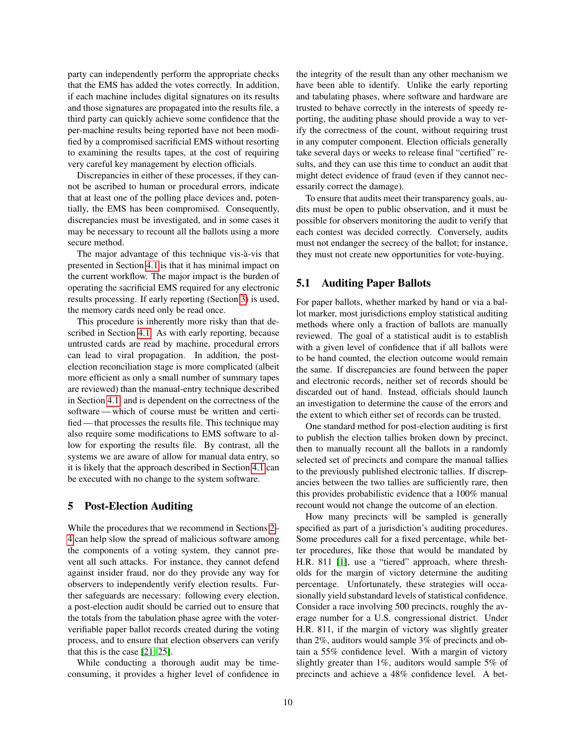party can independently perform the appropriate checks that the EMS has added the votes correctly. In addition, if each machine includes digital signatures on its results and those signatures are propagated into the results file, a third party can quickly achieve some confidence that the per-machine results being reported have not been modified by a compromised sacrificial EMS without resorting to examining the results tapes, at the cost of requiring very careful key management by election officials.

Discrepancies in either of these processes, if they cannot be ascribed to human or procedural errors, indicate that at least one of the polling place devices and, potentially, the EMS has been compromised. Consequently, discrepancies must be investigated, and in some cases it may be necessary to recount all the ballots using a more secure method.

The major advantage of this technique vis-à-vis that presented in Section 4.1 is that it has minimal impact on the current workflow. The major impact is the burden of operating the sacrificial EMS required for any electronic results processing. If early reporting (Section 3) is used, the memory cards need only be read once.

This procedure is inherently more risky than that described in Section 4.1. As with early reporting, because untrusted cards are read by machine, procedural errors can lead to viral propagation. In addition, the post-election reconciliation stage is more complicated (albeit more efficient as only a small number of summary tapes are reviewed) than the manual-entry technique described in Section 4.1 and is dependent on the correctness of the software — which of course must be written and certified — that processes the results file. This technique may also require some modifications to EMS software to allow for exporting the results file. By contrast, all the systems we are aware of allow for manual data entry, so it is likely that the approach described in Section 4.1 can be executed with no change to the system software.

## 5 Post-Election Auditing

While the procedures that we recommend in Sections 2–4 can help slow the spread of malicious software among the components of a voting system, they cannot prevent all such attacks. For instance, they cannot defend against insider fraud, nor do they provide any way for observers to independently verify election results. Further safeguards are necessary: following every election, a post-election audit should be carried out to ensure that the totals from the tabulation phase agree with the voter-verifiable paper ballot records created during the voting process, and to ensure that election observers can verify that this is the case [21, 25].

While conducting a thorough audit may be time-consuming, it provides a higher level of confidence in the integrity of the result than any other mechanism we have been able to identify. Unlike the early reporting and tabulating phases, where software and hardware are trusted to behave correctly in the interests of speedy reporting, the auditing phase should provide a way to verify the correctness of the count, without requiring trust in any computer component. Election officials generally take several days or weeks to release final "certified" results, and they can use this time to conduct an audit that might detect evidence of fraud (even if they cannot necessarily correct the damage).

To ensure that audits meet their transparency goals, audits must be open to public observation, and it must be possible for observers monitoring the audit to verify that each contest was decided correctly. Conversely, audits must not endanger the secrecy of the ballot; for instance, they must not create new opportunities for vote-buying.

### 5.1 Auditing Paper Ballots

For paper ballots, whether marked by hand or via a ballot marker, most jurisdictions employ statistical auditing methods where only a fraction of ballots are manually reviewed. The goal of a statistical audit is to establish with a given level of confidence that if all ballots were to be hand counted, the election outcome would remain the same. If discrepancies are found between the paper and electronic records, neither set of records should be discarded out of hand. Instead, officials should launch an investigation to determine the cause of the errors and the extent to which either set of records can be trusted.

One standard method for post-election auditing is first to publish the election tallies broken down by precinct, then to manually recount all the ballots in a randomly selected set of precincts and compare the manual tallies to the previously published electronic tallies. If discrepancies between the two tallies are sufficiently rare, then this provides probabilistic evidence that a 100% manual recount would not change the outcome of an election.

How many precincts will be sampled is generally specified as part of a jurisdiction's auditing procedures. Some procedures call for a fixed percentage, while better procedures, like those that would be mandated by H.R. 811 [1], use a "tiered" approach, where thresholds for the margin of victory determine the auditing percentage. Unfortunately, these strategies will occasionally yield substandard levels of statistical confidence. Consider a race involving 500 precincts, roughly the average number for a U.S. congressional district. Under H.R. 811, if the margin of victory was slightly greater than 2%, auditors would sample 3% of precincts and obtain a 55% confidence level. With a margin of victory slightly greater than 1%, auditors would sample 5% of precincts and achieve a 48% confidence level. A bet-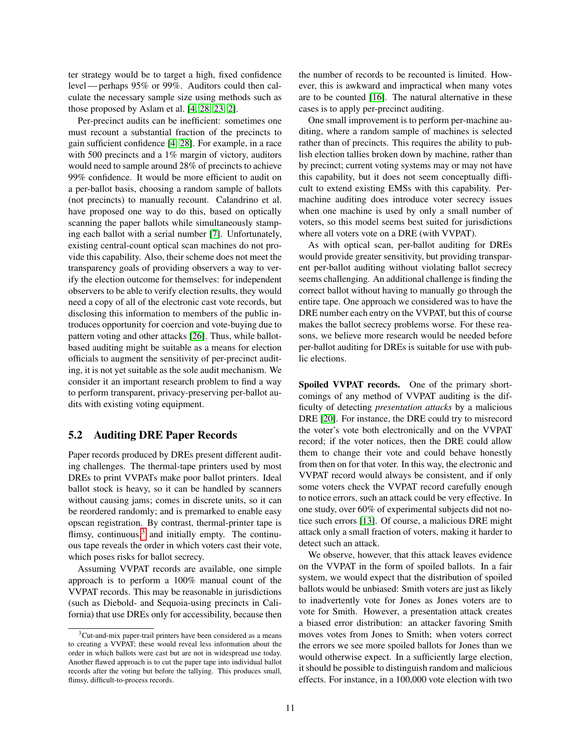ter strategy would be to target a high, fixed confidence level — perhaps 95% or 99%. Auditors could then calculate the necessary sample size using methods such as those proposed by Aslam et al. [4, 28, 23, 2].

Per-precinct audits can be inefficient: sometimes one must recount a substantial fraction of the precincts to gain sufficient confidence [4, 28]. For example, in a race with 500 precincts and a 1% margin of victory, auditors would need to sample around 28% of precincts to achieve 99% confidence. It would be more efficient to audit on a per-ballot basis, choosing a random sample of ballots (not precincts) to manually recount. Calandrino et al. have proposed one way to do this, based on optically scanning the paper ballots while simultaneously stamping each ballot with a serial number [7]. Unfortunately, existing central-count optical scan machines do not provide this capability. Also, their scheme does not meet the transparency goals of providing observers a way to verify the election outcome for themselves: for independent observers to be able to verify election results, they would need a copy of all of the electronic cast vote records, but disclosing this information to members of the public introduces opportunity for coercion and vote-buying due to pattern voting and other attacks [26]. Thus, while ballot-based auditing might be suitable as a means for election officials to augment the sensitivity of per-precinct auditing, it is not yet suitable as the sole audit mechanism. We consider it an important research problem to find a way to perform transparent, privacy-preserving per-ballot audits with existing voting equipment.

## 5.2 Auditing DRE Paper Records

Paper records produced by DREs present different auditing challenges. The thermal-tape printers used by most DREs to print VVPATs make poor ballot printers. Ideal ballot stock is heavy, so it can be handled by scanners without causing jams; comes in discrete units, so it can be reordered randomly; and is premarked to enable easy opscan registration. By contrast, thermal-printer tape is flimsy, continuous,[3] and initially empty. The continuous tape reveals the order in which voters cast their vote, which poses risks for ballot secrecy.

Assuming VVPAT records are available, one simple approach is to perform a 100% manual count of the VVPAT records. This may be reasonable in jurisdictions (such as Diebold- and Sequoia-using precincts in California) that use DREs only for accessibility, because then the number of records to be recounted is limited. However, this is awkward and impractical when many votes are to be counted [16]. The natural alternative in these cases is to apply per-precinct auditing.

One small improvement is to perform per-machine auditing, where a random sample of machines is selected rather than of precincts. This requires the ability to publish election tallies broken down by machine, rather than by precinct; current voting systems may or may not have this capability, but it does not seem conceptually difficult to extend existing EMSs with this capability. Per-machine auditing does introduce voter secrecy issues when one machine is used by only a small number of voters, so this model seems best suited for jurisdictions where all voters vote on a DRE (with VVPAT).

As with optical scan, per-ballot auditing for DREs would provide greater sensitivity, but providing transparent per-ballot auditing without violating ballot secrecy seems challenging. An additional challenge is finding the correct ballot without having to manually go through the entire tape. One approach we considered was to have the DRE number each entry on the VVPAT, but this of course makes the ballot secrecy problems worse. For these reasons, we believe more research would be needed before per-ballot auditing for DREs is suitable for use with public elections.

**Spoiled VVPAT records.** One of the primary shortcomings of any method of VVPAT auditing is the difficulty of detecting *presentation attacks* by a malicious DRE [20]. For instance, the DRE could try to misrecord the voter's vote both electronically and on the VVPAT record; if the voter notices, then the DRE could allow them to change their vote and could behave honestly from then on for that voter. In this way, the electronic and VVPAT record would always be consistent, and if only some voters check the VVPAT record carefully enough to notice errors, such an attack could be very effective. In one study, over 60% of experimental subjects did not notice such errors [13]. Of course, a malicious DRE might attack only a small fraction of voters, making it harder to detect such an attack.

We observe, however, that this attack leaves evidence on the VVPAT in the form of spoiled ballots. In a fair system, we would expect that the distribution of spoiled ballots would be unbiased: Smith voters are just as likely to inadvertently vote for Jones as Jones voters are to vote for Smith. However, a presentation attack creates a biased error distribution: an attacker favoring Smith moves votes from Jones to Smith; when voters correct the errors we see more spoiled ballots for Jones than we would otherwise expect. In a sufficiently large election, it should be possible to distinguish random and malicious effects. For instance, in a 100,000 vote election with two

[3] Cut-and-mix paper-trail printers have been considered as a means to creating a VVPAT; these would reveal less information about the order in which ballots were cast but are not in widespread use today. Another flawed approach is to cut the paper tape into individual ballot records after the voting but before the tallying. This produces small, flimsy, difficult-to-process records.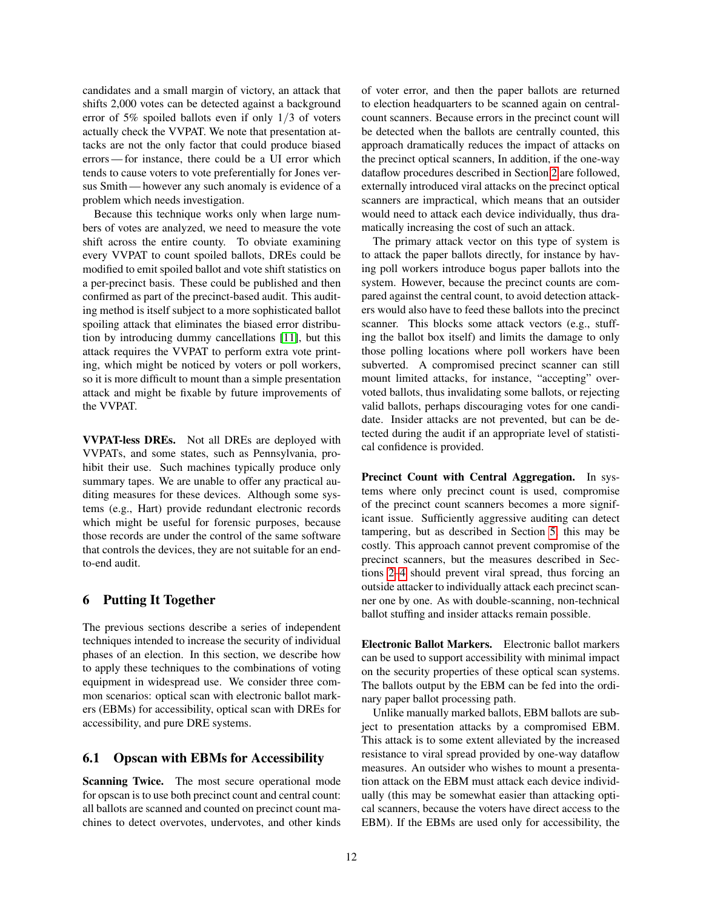candidates and a small margin of victory, an attack that shifts 2,000 votes can be detected against a background error of 5% spoiled ballots even if only $1/3$ of voters actually check the VVPAT. We note that presentation attacks are not the only factor that could produce biased errors — for instance, there could be a UI error which tends to cause voters to vote preferentially for Jones versus Smith — however any such anomaly is evidence of a problem which needs investigation.

Because this technique works only when large numbers of votes are analyzed, we need to measure the vote shift across the entire county. To obviate examining every VVPAT to count spoiled ballots, DREs could be modified to emit spoiled ballot and vote shift statistics on a per-precinct basis. These could be published and then confirmed as part of the precinct-based audit. This auditing method is itself subject to a more sophisticated ballot spoiling attack that eliminates the biased error distribution by introducing dummy cancellations [11], but this attack requires the VVPAT to perform extra vote printing, which might be noticed by voters or poll workers, so it is more difficult to mount than a simple presentation attack and might be fixable by future improvements of the VVPAT.

**VVPAT-less DREs.** Not all DREs are deployed with VVPATs, and some states, such as Pennsylvania, prohibit their use. Such machines typically produce only summary tapes. We are unable to offer any practical auditing measures for these devices. Although some systems (e.g., Hart) provide redundant electronic records which might be useful for forensic purposes, because those records are under the control of the same software that controls the devices, they are not suitable for an end-to-end audit.

## 6 Putting It Together

The previous sections describe a series of independent techniques intended to increase the security of individual phases of an election. In this section, we describe how to apply these techniques to the combinations of voting equipment in widespread use. We consider three common scenarios: optical scan with electronic ballot markers (EBMs) for accessibility, optical scan with DREs for accessibility, and pure DRE systems.

### 6.1 Opscan with EBMs for Accessibility

**Scanning Twice.** The most secure operational mode for opscan is to use both precinct count and central count: all ballots are scanned and counted on precinct count machines to detect overvotes, undervotes, and other kinds of voter error, and then the paper ballots are returned to election headquarters to be scanned again on central-count scanners. Because errors in the precinct count will be detected when the ballots are centrally counted, this approach dramatically reduces the impact of attacks on the precinct optical scanners, In addition, if the one-way dataflow procedures described in Section 2 are followed, externally introduced viral attacks on the precinct optical scanners are impractical, which means that an outsider would need to attack each device individually, thus dramatically increasing the cost of such an attack.

The primary attack vector on this type of system is to attack the paper ballots directly, for instance by having poll workers introduce bogus paper ballots into the system. However, because the precinct counts are compared against the central count, to avoid detection attackers would also have to feed these ballots into the precinct scanner. This blocks some attack vectors (e.g., stuffing the ballot box itself) and limits the damage to only those polling locations where poll workers have been subverted. A compromised precinct scanner can still mount limited attacks, for instance, "accepting" overvoted ballots, thus invalidating some ballots, or rejecting valid ballots, perhaps discouraging votes for one candidate. Insider attacks are not prevented, but can be detected during the audit if an appropriate level of statistical confidence is provided.

**Precinct Count with Central Aggregation.** In systems where only precinct count is used, compromise of the precinct count scanners becomes a more significant issue. Sufficiently aggressive auditing can detect tampering, but as described in Section 5, this may be costly. This approach cannot prevent compromise of the precinct scanners, but the measures described in Sections 2–4 should prevent viral spread, thus forcing an outside attacker to individually attack each precinct scanner one by one. As with double-scanning, non-technical ballot stuffing and insider attacks remain possible.

**Electronic Ballot Markers.** Electronic ballot markers can be used to support accessibility with minimal impact on the security properties of these optical scan systems. The ballots output by the EBM can be fed into the ordinary paper ballot processing path.

Unlike manually marked ballots, EBM ballots are subject to presentation attacks by a compromised EBM. This attack is to some extent alleviated by the increased resistance to viral spread provided by one-way dataflow measures. An outsider who wishes to mount a presentation attack on the EBM must attack each device individually (this may be somewhat easier than attacking optical scanners, because the voters have direct access to the EBM). If the EBMs are used only for accessibility, the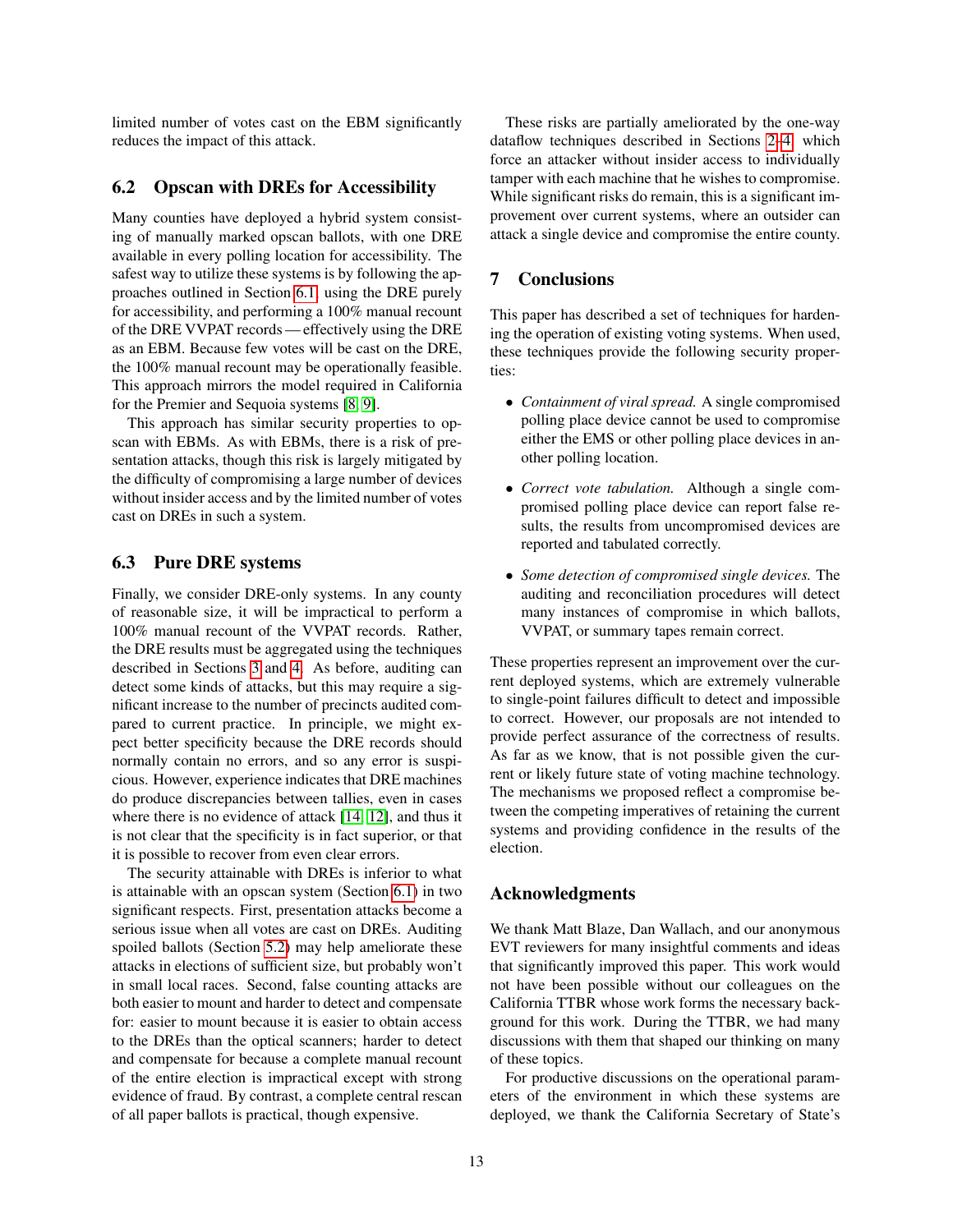limited number of votes cast on the EBM significantly reduces the impact of this attack.

### 6.2 Opscan with DREs for Accessibility

Many counties have deployed a hybrid system consisting of manually marked opscan ballots, with one DRE available in every polling location for accessibility. The safest way to utilize these systems is by following the approaches outlined in Section 6.1, using the DRE purely for accessibility, and performing a 100% manual recount of the DRE VVPAT records — effectively using the DRE as an EBM. Because few votes will be cast on the DRE, the 100% manual recount may be operationally feasible. This approach mirrors the model required in California for the Premier and Sequoia systems [8, 9].

This approach has similar security properties to opscan with EBMs. As with EBMs, there is a risk of presentation attacks, though this risk is largely mitigated by the difficulty of compromising a large number of devices without insider access and by the limited number of votes cast on DREs in such a system.

### 6.3 Pure DRE systems

Finally, we consider DRE-only systems. In any county of reasonable size, it will be impractical to perform a 100% manual recount of the VVPAT records. Rather, the DRE results must be aggregated using the techniques described in Sections 3 and 4. As before, auditing can detect some kinds of attacks, but this may require a significant increase to the number of precincts audited compared to current practice. In principle, we might expect better specificity because the DRE records should normally contain no errors, and so any error is suspicious. However, experience indicates that DRE machines do produce discrepancies between tallies, even in cases where there is no evidence of attack [14, 12], and thus it is not clear that the specificity is in fact superior, or that it is possible to recover from even clear errors.

The security attainable with DREs is inferior to what is attainable with an opscan system (Section 6.1) in two significant respects. First, presentation attacks become a serious issue when all votes are cast on DREs. Auditing spoiled ballots (Section 5.2) may help ameliorate these attacks in elections of sufficient size, but probably won't in small local races. Second, false counting attacks are both easier to mount and harder to detect and compensate for: easier to mount because it is easier to obtain access to the DREs than the optical scanners; harder to detect and compensate for because a complete manual recount of the entire election is impractical except with strong evidence of fraud. By contrast, a complete central rescan of all paper ballots is practical, though expensive.

These risks are partially ameliorated by the one-way dataflow techniques described in Sections 2–4, which force an attacker without insider access to individually tamper with each machine that he wishes to compromise. While significant risks do remain, this is a significant improvement over current systems, where an outsider can attack a single device and compromise the entire county.

## 7 Conclusions

This paper has described a set of techniques for hardening the operation of existing voting systems. When used, these techniques provide the following security properties:

- *Containment of viral spread.* A single compromised polling place device cannot be used to compromise either the EMS or other polling place devices in another polling location.
- *Correct vote tabulation.* Although a single compromised polling place device can report false results, the results from uncompromised devices are reported and tabulated correctly.
- *Some detection of compromised single devices.* The auditing and reconciliation procedures will detect many instances of compromise in which ballots, VVPAT, or summary tapes remain correct.

These properties represent an improvement over the current deployed systems, which are extremely vulnerable to single-point failures difficult to detect and impossible to correct. However, our proposals are not intended to provide perfect assurance of the correctness of results. As far as we know, that is not possible given the current or likely future state of voting machine technology. The mechanisms we proposed reflect a compromise between the competing imperatives of retaining the current systems and providing confidence in the results of the election.

## Acknowledgments

We thank Matt Blaze, Dan Wallach, and our anonymous EVT reviewers for many insightful comments and ideas that significantly improved this paper. This work would not have been possible without our colleagues on the California TTBR whose work forms the necessary background for this work. During the TTBR, we had many discussions with them that shaped our thinking on many of these topics.

For productive discussions on the operational parameters of the environment in which these systems are deployed, we thank the California Secretary of State's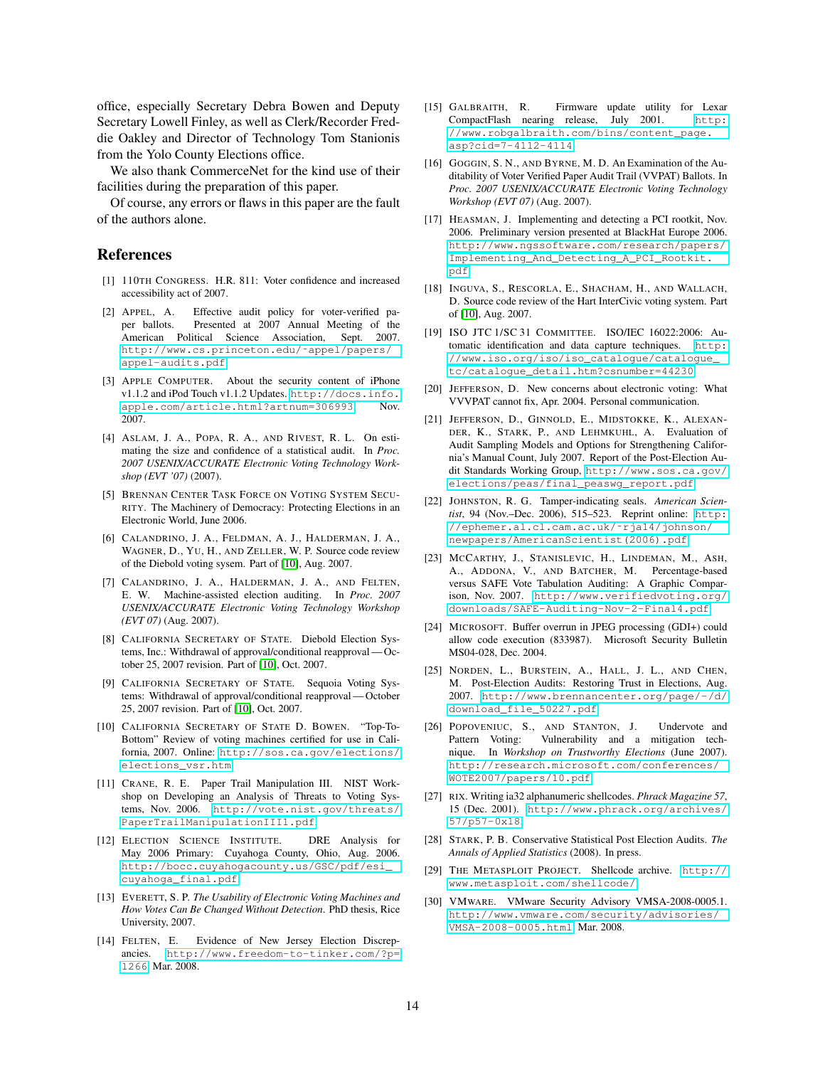office, especially Secretary Debra Bowen and Deputy Secretary Lowell Finley, as well as Clerk/Recorder Freddie Oakley and Director of Technology Tom Stanionis from the Yolo County Elections office.

We also thank CommerceNet for the kind use of their facilities during the preparation of this paper.

Of course, any errors or flaws in this paper are the fault of the authors alone.

## References

[1] 110TH CONGRESS. H.R. 811: Voter confidence and increased accessibility act of 2007.

[2] APPEL, A. Effective audit policy for voter-verified paper ballots. Presented at 2007 Annual Meeting of the American Political Science Association, Sept. 2007. http://www.cs.princeton.edu/~appel/papers/appel-audits.pdf.

[3] APPLE COMPUTER. About the security content of iPhone v1.1.2 and iPod Touch v1.1.2 Updates. http://docs.info.apple.com/article.html?artnum=306993, Nov. 2007.

[4] ASLAM, J. A., POPA, R. A., AND RIVEST, R. L. On estimating the size and confidence of a statistical audit. In *Proc. 2007 USENIX/ACCURATE Electronic Voting Technology Workshop (EVT '07)* (2007).

[5] BRENNAN CENTER TASK FORCE ON VOTING SYSTEM SECURITY. The Machinery of Democracy: Protecting Elections in an Electronic World, June 2006.

[6] CALANDRINO, J. A., FELDMAN, A. J., HALDERMAN, J. A., WAGNER, D., YU, H., AND ZELLER, W. P. Source code review of the Diebold voting sysem. Part of [10], Aug. 2007.

[7] CALANDRINO, J. A., HALDERMAN, J. A., AND FELTEN, E. W. Machine-assisted election auditing. In *Proc. 2007 USENIX/ACCURATE Electronic Voting Technology Workshop (EVT 07)* (Aug. 2007).

[8] CALIFORNIA SECRETARY OF STATE. Diebold Election Systems, Inc.: Withdrawal of approval/conditional reapproval — October 25, 2007 revision. Part of [10], Oct. 2007.

[9] CALIFORNIA SECRETARY OF STATE. Sequoia Voting Systems: Withdrawal of approval/conditional reapproval — October 25, 2007 revision. Part of [10], Oct. 2007.

[10] CALIFORNIA SECRETARY OF STATE D. BOWEN. "Top-To-Bottom" Review of voting machines certified for use in California, 2007. Online: http://sos.ca.gov/elections/elections_vsr.htm.

[11] CRANE, R. E. Paper Trail Manipulation III. NIST Workshop on Developing an Analysis of Threats to Voting Systems, Nov. 2006. http://vote.nist.gov/threats/PaperTrailManipulationIII1.pdf.

[12] ELECTION SCIENCE INSTITUTE. DRE Analysis for May 2006 Primary: Cuyahoga County, Ohio, Aug. 2006. http://bocc.cuyahogacounty.us/GSC/pdf/esi_cuyahoga_final.pdf.

[13] EVERETT, S. P. *The Usability of Electronic Voting Machines and How Votes Can Be Changed Without Detection*. PhD thesis, Rice University, 2007.

[14] FELTEN, E. Evidence of New Jersey Election Discrepancies. http://www.freedom-to-tinker.com/?p=1266, Mar. 2008.

[15] GALBRAITH, R. Firmware update utility for Lexar CompactFlash nearing release, July 2001. http://www.robgalbraith.com/bins/content_page.asp?cid=7-4112-4114.

[16] GOGGIN, S. N., AND BYRNE, M. D. An Examination of the Auditability of Voter Verified Paper Audit Trail (VVPAT) Ballots. In *Proc. 2007 USENIX/ACCURATE Electronic Voting Technology Workshop (EVT 07)* (Aug. 2007).

[17] HEASMAN, J. Implementing and detecting a PCI rootkit, Nov. 2006. Preliminary version presented at BlackHat Europe 2006. http://www.ngssoftware.com/research/papers/Implementing_And_Detecting_A_PCI_Rootkit.pdf.

[18] INGUVA, S., RESCORLA, E., SHACHAM, H., AND WALLACH, D. Source code review of the Hart InterCivic voting system. Part of [10], Aug. 2007.

[19] ISO JTC 1/SC 31 COMMITTEE. ISO/IEC 16022:2006: Automatic identification and data capture techniques. http://www.iso.org/iso/iso_catalogue/catalogue_tc/catalogue_detail.htm?csnumber=44230.

[20] JEFFERSON, D. New concerns about electronic voting: What VVVPAT cannot fix, Apr. 2004. Personal communication.

[21] JEFFERSON, D., GINNOLD, E., MIDSTOKKE, K., ALEXANDER, K., STARK, P., AND LEHMKUHL, A. Evaluation of Audit Sampling Models and Options for Strengthening California's Manual Count, July 2007. Report of the Post-Election Audit Standards Working Group, http://www.sos.ca.gov/elections/peas/final_peaswg_report.pdf.

[22] JOHNSTON, R. G. Tamper-indicating seals. *American Scientist*, 94 (Nov.–Dec. 2006), 515–523. Reprint online: http://ephemer.al.cl.cam.ac.uk/~rja14/johnson/newpapers/AmericanScientist(2006).pdf.

[23] MCCARTHY, J., STANISLEVIC, H., LINDEMAN, M., ASH, A., ADDONA, V., AND BATCHER, M. Percentage-based versus SAFE Vote Tabulation Auditing: A Graphic Comparison, Nov. 2007. http://www.verifiedvoting.org/downloads/SAFE-Auditing-Nov-2-Final4.pdf.

[24] MICROSOFT. Buffer overrun in JPEG processing (GDI+) could allow code execution (833987). Microsoft Security Bulletin MS04-028, Dec. 2004.

[25] NORDEN, L., BURSTEIN, A., HALL, J. L., AND CHEN, M. Post-Election Audits: Restoring Trust in Elections, Aug. 2007. http://www.brennancenter.org/page/-/d/download_file_50227.pdf.

[26] POPOVENIUC, S., AND STANTON, J. Undervote and Pattern Voting: Vulnerability and a mitigation technique. In *Workshop on Trustworthy Elections* (June 2007). http://research.microsoft.com/conferences/WOTE2007/papers/10.pdf.

[27] RIX. Writing ia32 alphanumeric shellcodes. *Phrack Magazine 57*, 15 (Dec. 2001). http://www.phrack.org/archives/57/p57-0x18.

[28] STARK, P. B. Conservative Statistical Post Election Audits. *The Annals of Applied Statistics* (2008). In press.

[29] THE METASPLOIT PROJECT. Shellcode archive. http://www.metasploit.com/shellcode/.

[30] VMWARE. VMware Security Advisory VMSA-2008-0005.1. http://www.vmware.com/security/advisories/VMSA-2008-0005.html, Mar. 2008.